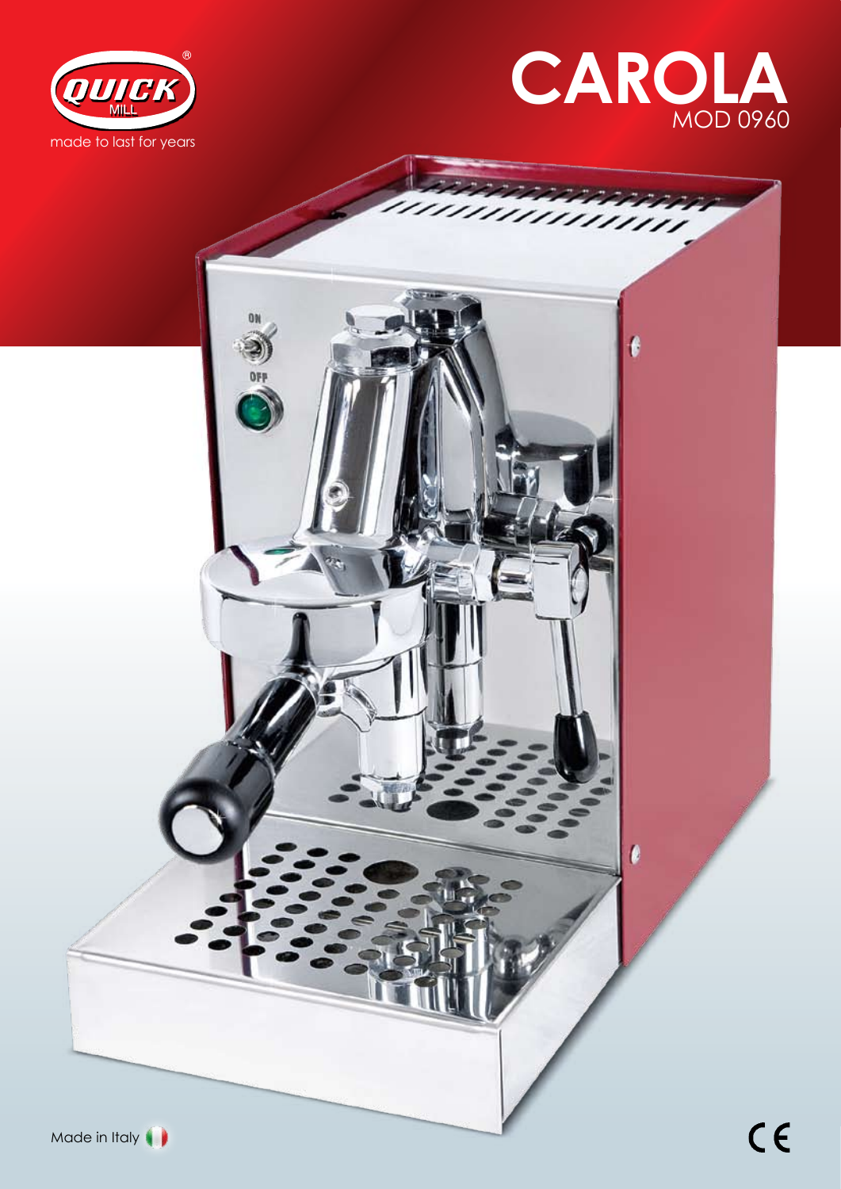QUICK MILL®

made to last for years

# CAROLA

MOD 0960

Made in Italy

CE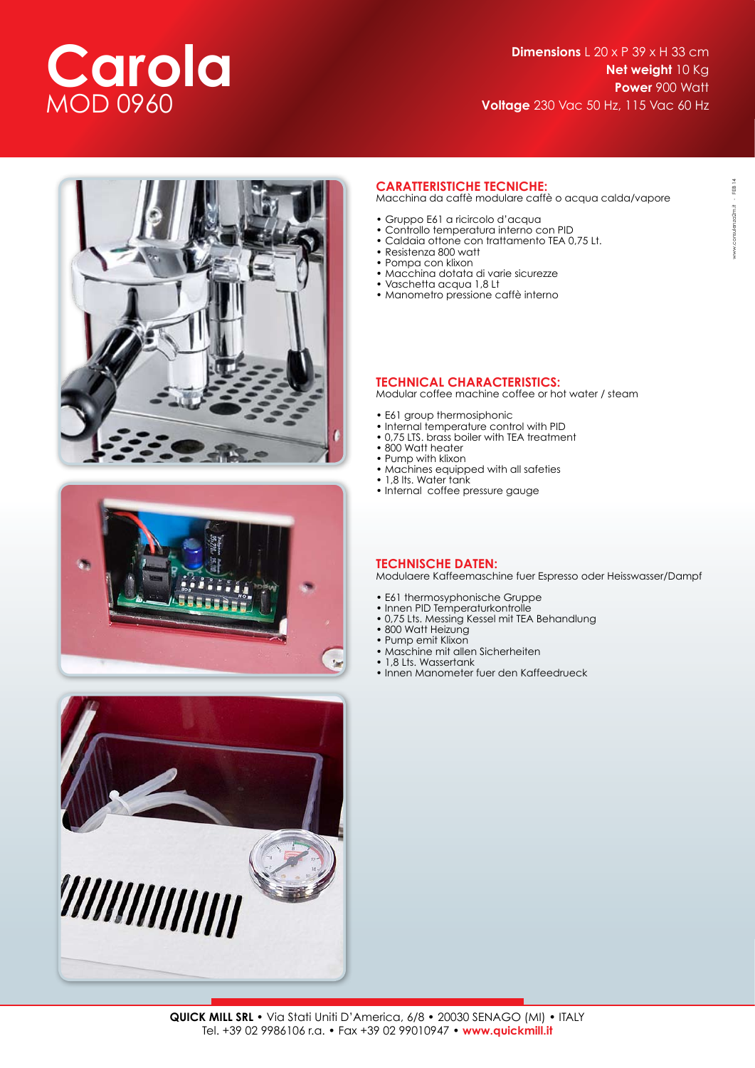# Carola
## MOD 0960

**Dimensions** L 20 x P 39 x H 33 cm
**Net weight** 10 Kg
**Power** 900 Watt
**Voltage** 230 Vac 50 Hz, 115 Vac 60 Hz

### CARATTERISTICHE TECNICHE:
Macchina da caffè modulare caffè o acqua calda/vapore

- Gruppo E61 a ricircolo d'acqua
- Controllo temperatura interno con PID
- Caldaia ottone con trattamento TEA 0,75 Lt.
- Resistenza 800 watt
- Pompa con klixon
- Macchina dotata di varie sicurezze
- Vaschetta acqua 1,8 Lt
- Manometro pressione caffè interno

### TECHNICAL CHARACTERISTICS:
Modular coffee machine coffee or hot water / steam

- E61 group thermosiphonic
- Internal temperature control with PID
- 0,75 LTS. brass boiler with TEA treatment
- 800 Watt heater
- Pump with Klixon
- Machines equipped with all safeties
- 1,8 lts. Water tank
- Internal coffee pressure gauge

### TECHNISCHE DATEN:
Modulaere Kaffeemaschine fuer Espresso oder Heisswasser/Dampf

- E61 thermosyphonische Gruppe
- Innen PID Temperaturkontrolle
- 0,75 Lts. Messing Kessel mit TEA Behandlung
- 800 Watt Heizung
- Pump emit Klixon
- Maschine mit allen Sicherheiten
- 1,8 Lts. Wassertank
- Innen Manometer fuer den Kaffeedrueck

**QUICK MILL SRL** • Via Stati Uniti D'America, 6/8 • 20030 SENAGO (MI) • ITALY
Tel. +39 02 9986106 r.a. • Fax +39 02 99010947 • **www.quickmill.it**